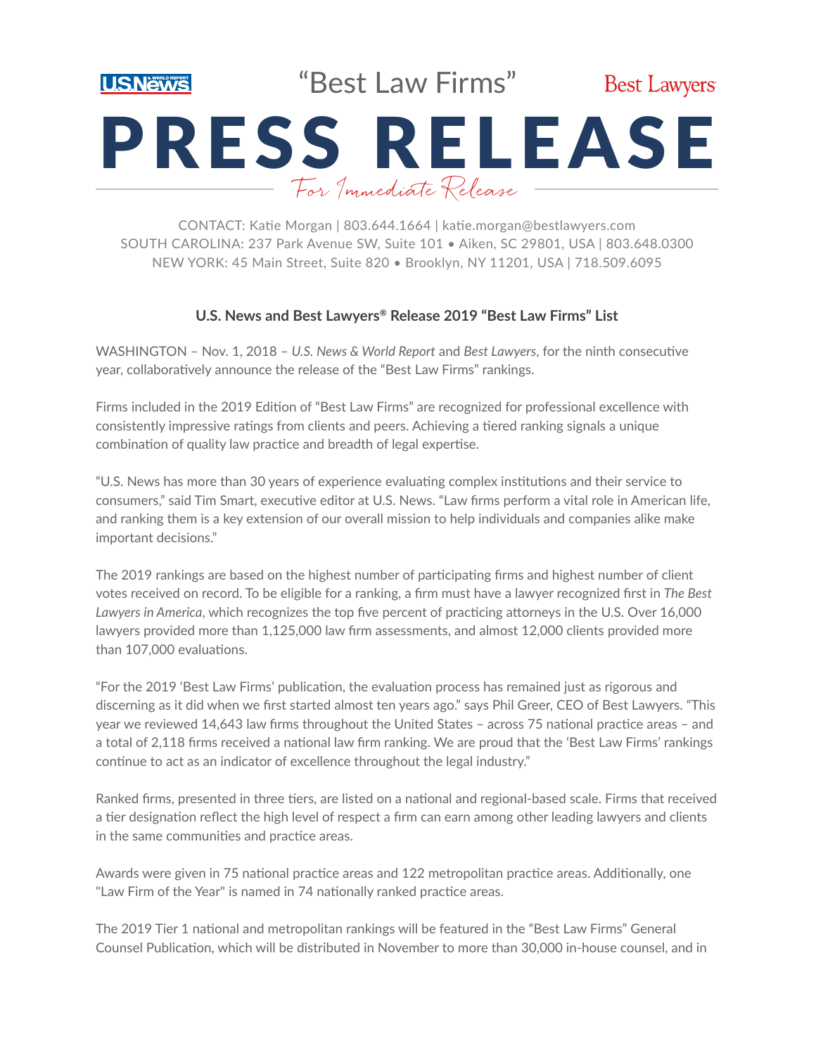U.S.News · "Best Law Firms" · Best Lawyers

# PRESS RELEASE

*For Immediate Release*

CONTACT: Katie Morgan | 803.644.1664 | katie.morgan@bestlawyers.com
SOUTH CAROLINA: 237 Park Avenue SW, Suite 101 • Aiken, SC 29801, USA | 803.648.0300
NEW YORK: 45 Main Street, Suite 820 • Brooklyn, NY 11201, USA | 718.509.6095

**U.S. News and Best Lawyers® Release 2019 "Best Law Firms" List**

WASHINGTON – Nov. 1, 2018 – *U.S. News & World Report* and *Best Lawyers*, for the ninth consecutive year, collaboratively announce the release of the "Best Law Firms" rankings.

Firms included in the 2019 Edition of "Best Law Firms" are recognized for professional excellence with consistently impressive ratings from clients and peers. Achieving a tiered ranking signals a unique combination of quality law practice and breadth of legal expertise.

"U.S. News has more than 30 years of experience evaluating complex institutions and their service to consumers," said Tim Smart, executive editor at U.S. News. "Law firms perform a vital role in American life, and ranking them is a key extension of our overall mission to help individuals and companies alike make important decisions."

The 2019 rankings are based on the highest number of participating firms and highest number of client votes received on record. To be eligible for a ranking, a firm must have a lawyer recognized first in *The Best Lawyers in America*, which recognizes the top five percent of practicing attorneys in the U.S. Over 16,000 lawyers provided more than 1,125,000 law firm assessments, and almost 12,000 clients provided more than 107,000 evaluations.

"For the 2019 'Best Law Firms' publication, the evaluation process has remained just as rigorous and discerning as it did when we first started almost ten years ago." says Phil Greer, CEO of Best Lawyers. "This year we reviewed 14,643 law firms throughout the United States – across 75 national practice areas – and a total of 2,118 firms received a national law firm ranking. We are proud that the 'Best Law Firms' rankings continue to act as an indicator of excellence throughout the legal industry."

Ranked firms, presented in three tiers, are listed on a national and regional-based scale. Firms that received a tier designation reflect the high level of respect a firm can earn among other leading lawyers and clients in the same communities and practice areas.

Awards were given in 75 national practice areas and 122 metropolitan practice areas. Additionally, one "Law Firm of the Year" is named in 74 nationally ranked practice areas.

The 2019 Tier 1 national and metropolitan rankings will be featured in the "Best Law Firms" General Counsel Publication, which will be distributed in November to more than 30,000 in-house counsel, and in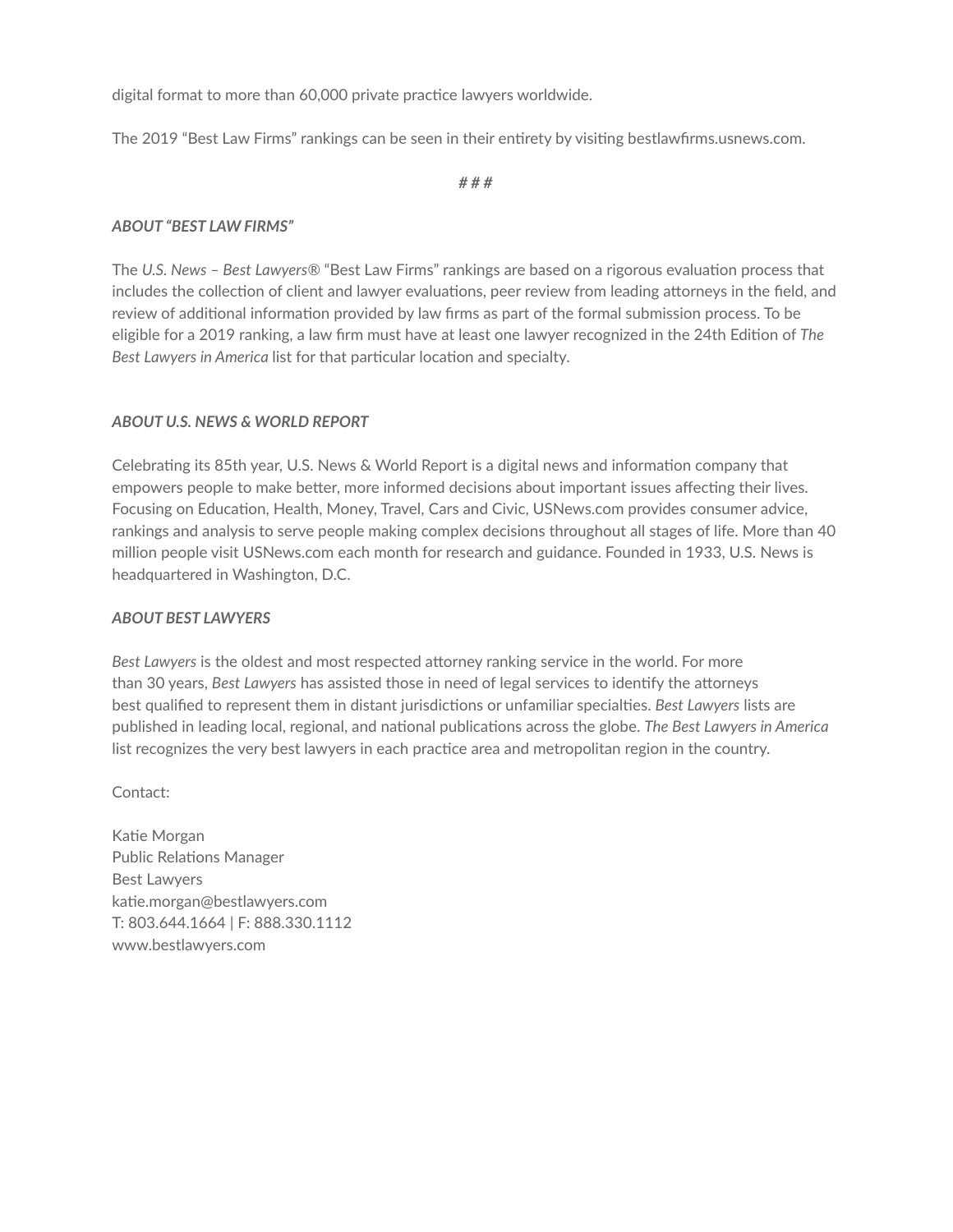digital format to more than 60,000 private practice lawyers worldwide.

The 2019 "Best Law Firms" rankings can be seen in their entirety by visiting bestlawfirms.usnews.com.

*# # #*

***ABOUT "BEST LAW FIRMS"***

The *U.S. News – Best Lawyers®* "Best Law Firms" rankings are based on a rigorous evaluation process that includes the collection of client and lawyer evaluations, peer review from leading attorneys in the field, and review of additional information provided by law firms as part of the formal submission process. To be eligible for a 2019 ranking, a law firm must have at least one lawyer recognized in the 24th Edition of *The Best Lawyers in America* list for that particular location and specialty.

***ABOUT U.S. NEWS & WORLD REPORT***

Celebrating its 85th year, U.S. News & World Report is a digital news and information company that empowers people to make better, more informed decisions about important issues affecting their lives. Focusing on Education, Health, Money, Travel, Cars and Civic, USNews.com provides consumer advice, rankings and analysis to serve people making complex decisions throughout all stages of life. More than 40 million people visit USNews.com each month for research and guidance. Founded in 1933, U.S. News is headquartered in Washington, D.C.

***ABOUT BEST LAWYERS***

*Best Lawyers* is the oldest and most respected attorney ranking service in the world. For more than 30 years, *Best Lawyers* has assisted those in need of legal services to identify the attorneys best qualified to represent them in distant jurisdictions or unfamiliar specialties. *Best Lawyers* lists are published in leading local, regional, and national publications across the globe. *The Best Lawyers in America* list recognizes the very best lawyers in each practice area and metropolitan region in the country.

Contact:

Katie Morgan
Public Relations Manager
Best Lawyers
katie.morgan@bestlawyers.com
T: 803.644.1664 | F: 888.330.1112
www.bestlawyers.com